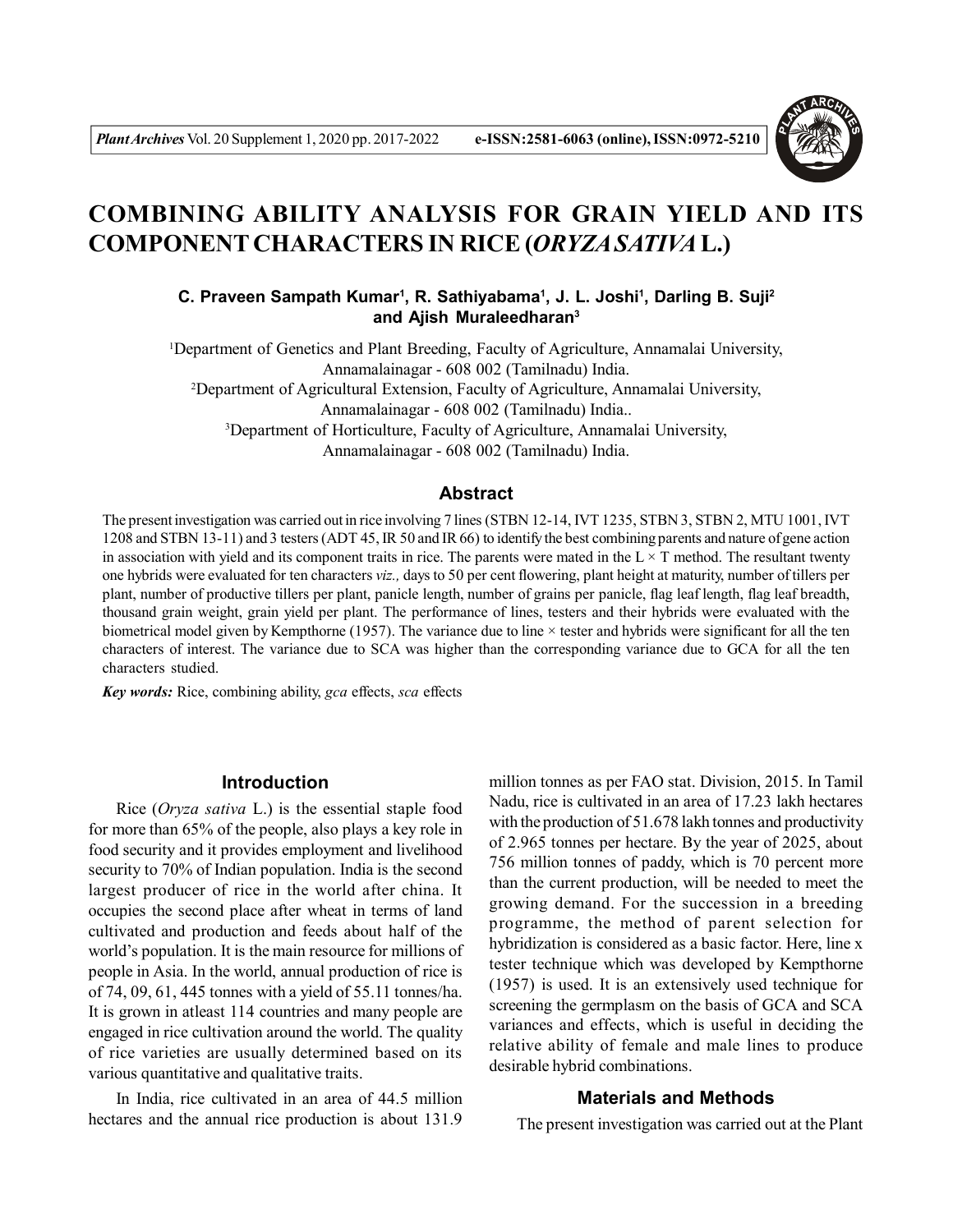# COMBINING ABILITY ANALYSIS FOR GRAIN YIELD AND ITS COMPONENT CHARACTERS IN RICE (*ORYZA SATIVA* L.)

**C. Praveen Sampath Kumar[1], R. Sathiyabama[1], J. L. Joshi[1], Darling B. Suji[2] and Ajish Muraleedharan[3]**

[1]Department of Genetics and Plant Breeding, Faculty of Agriculture, Annamalai University, Annamalainagar - 608 002 (Tamilnadu) India.
[2]Department of Agricultural Extension, Faculty of Agriculture, Annamalai University, Annamalainagar - 608 002 (Tamilnadu) India..
[3]Department of Horticulture, Faculty of Agriculture, Annamalai University, Annamalainagar - 608 002 (Tamilnadu) India.

## Abstract

The present investigation was carried out in rice involving 7 lines (STBN 12-14, IVT 1235, STBN 3, STBN 2, MTU 1001, IVT 1208 and STBN 13-11) and 3 testers (ADT 45, IR 50 and IR 66) to identify the best combining parents and nature of gene action in association with yield and its component traits in rice. The parents were mated in the L × T method. The resultant twenty one hybrids were evaluated for ten characters *viz.,* days to 50 per cent flowering, plant height at maturity, number of tillers per plant, number of productive tillers per plant, panicle length, number of grains per panicle, flag leaf length, flag leaf breadth, thousand grain weight, grain yield per plant. The performance of lines, testers and their hybrids were evaluated with the biometrical model given by Kempthorne (1957). The variance due to line × tester and hybrids were significant for all the ten characters of interest. The variance due to SCA was higher than the corresponding variance due to GCA for all the ten characters studied.

***Key words:*** Rice, combining ability, *gca* effects, *sca* effects

## Introduction

Rice (*Oryza sativa* L.) is the essential staple food for more than 65% of the people, also plays a key role in food security and it provides employment and livelihood security to 70% of Indian population. India is the second largest producer of rice in the world after china. It occupies the second place after wheat in terms of land cultivated and production and feeds about half of the world's population. It is the main resource for millions of people in Asia. In the world, annual production of rice is of 74, 09, 61, 445 tonnes with a yield of 55.11 tonnes/ha. It is grown in atleast 114 countries and many people are engaged in rice cultivation around the world. The quality of rice varieties are usually determined based on its various quantitative and qualitative traits.

In India, rice cultivated in an area of 44.5 million hectares and the annual rice production is about 131.9 million tonnes as per FAO stat. Division, 2015. In Tamil Nadu, rice is cultivated in an area of 17.23 lakh hectares with the production of 51.678 lakh tonnes and productivity of 2.965 tonnes per hectare. By the year of 2025, about 756 million tonnes of paddy, which is 70 percent more than the current production, will be needed to meet the growing demand. For the succession in a breeding programme, the method of parent selection for hybridization is considered as a basic factor. Here, line x tester technique which was developed by Kempthorne (1957) is used. It is an extensively used technique for screening the germplasm on the basis of GCA and SCA variances and effects, which is useful in deciding the relative ability of female and male lines to produce desirable hybrid combinations.

## Materials and Methods

The present investigation was carried out at the Plant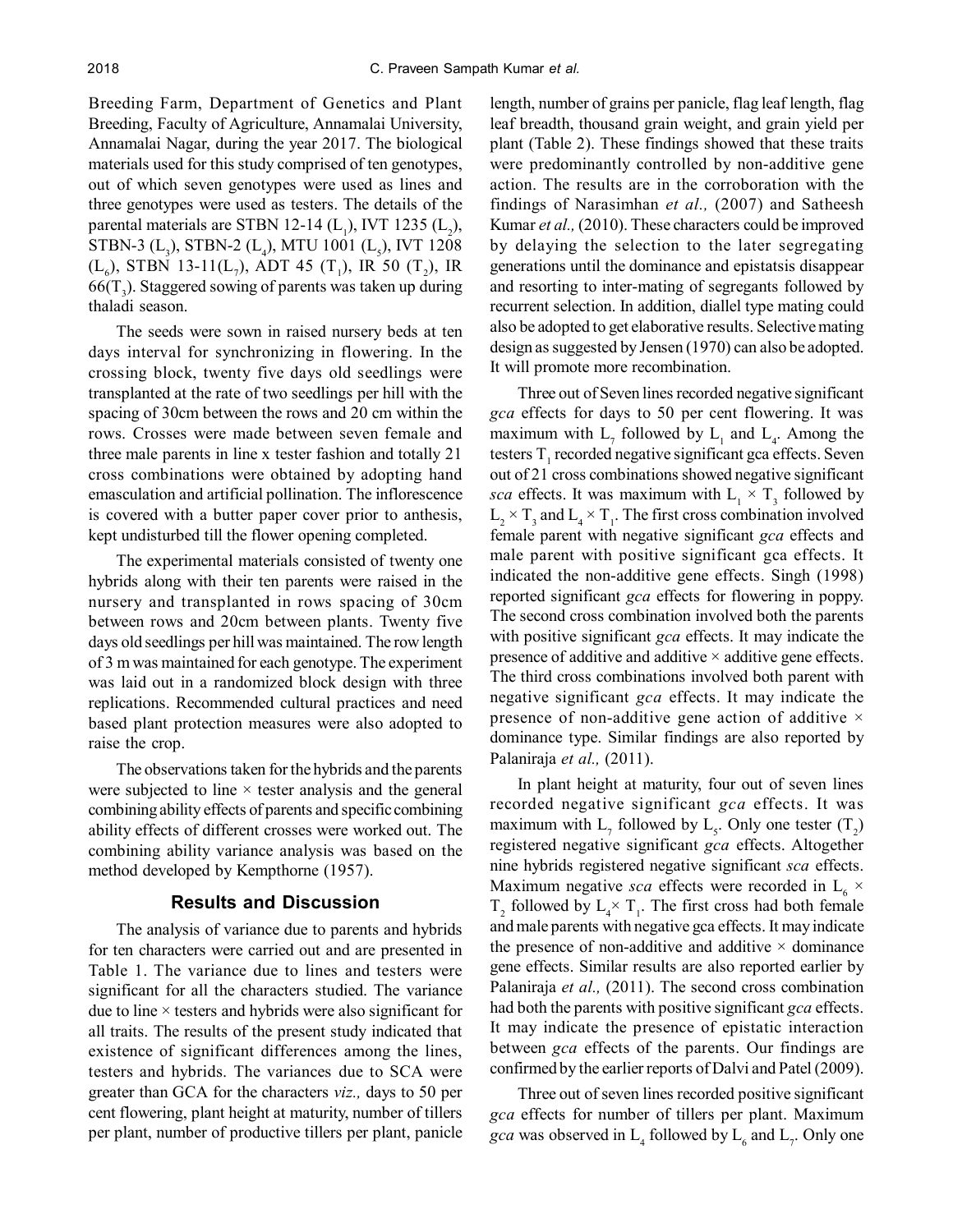Breeding Farm, Department of Genetics and Plant Breeding, Faculty of Agriculture, Annamalai University, Annamalai Nagar, during the year 2017. The biological materials used for this study comprised of ten genotypes, out of which seven genotypes were used as lines and three genotypes were used as testers. The details of the parental materials are STBN 12-14 ($L_1$), IVT 1235 ($L_2$), STBN-3 ($L_3$), STBN-2 ($L_4$), MTU 1001 ($L_5$), IVT 1208 ($L_6$), STBN 13-11($L_7$), ADT 45 ($T_1$), IR 50 ($T_2$), IR 66($T_3$). Staggered sowing of parents was taken up during thaladi season.

The seeds were sown in raised nursery beds at ten days interval for synchronizing in flowering. In the crossing block, twenty five days old seedlings were transplanted at the rate of two seedlings per hill with the spacing of 30cm between the rows and 20 cm within the rows. Crosses were made between seven female and three male parents in line x tester fashion and totally 21 cross combinations were obtained by adopting hand emasculation and artificial pollination. The inflorescence is covered with a butter paper cover prior to anthesis, kept undisturbed till the flower opening completed.

The experimental materials consisted of twenty one hybrids along with their ten parents were raised in the nursery and transplanted in rows spacing of 30cm between rows and 20cm between plants. Twenty five days old seedlings per hill was maintained. The row length of 3 m was maintained for each genotype. The experiment was laid out in a randomized block design with three replications. Recommended cultural practices and need based plant protection measures were also adopted to raise the crop.

The observations taken for the hybrids and the parents were subjected to line × tester analysis and the general combining ability effects of parents and specific combining ability effects of different crosses were worked out. The combining ability variance analysis was based on the method developed by Kempthorne (1957).

## Results and Discussion

The analysis of variance due to parents and hybrids for ten characters were carried out and are presented in Table 1. The variance due to lines and testers were significant for all the characters studied. The variance due to line × testers and hybrids were also significant for all traits. The results of the present study indicated that existence of significant differences among the lines, testers and hybrids. The variances due to SCA were greater than GCA for the characters *viz.,* days to 50 per cent flowering, plant height at maturity, number of tillers per plant, number of productive tillers per plant, panicle length, number of grains per panicle, flag leaf length, flag leaf breadth, thousand grain weight, and grain yield per plant (Table 2). These findings showed that these traits were predominantly controlled by non-additive gene action. The results are in the corroboration with the findings of Narasimhan *et al.,* (2007) and Satheesh Kumar *et al.,* (2010). These characters could be improved by delaying the selection to the later segregating generations until the dominance and epistatsis disappear and resorting to inter-mating of segregants followed by recurrent selection. In addition, diallel type mating could also be adopted to get elaborative results. Selective mating design as suggested by Jensen (1970) can also be adopted. It will promote more recombination.

Three out of Seven lines recorded negative significant *gca* effects for days to 50 per cent flowering. It was maximum with $L_7$ followed by $L_1$ and $L_4$. Among the testers $T_1$ recorded negative significant gca effects. Seven out of 21 cross combinations showed negative significant *sca* effects. It was maximum with $L_1 \times T_3$ followed by $L_2 \times T_3$ and $L_4 \times T_1$. The first cross combination involved female parent with negative significant *gca* effects and male parent with positive significant gca effects. It indicated the non-additive gene effects. Singh (1998) reported significant *gca* effects for flowering in poppy. The second cross combination involved both the parents with positive significant *gca* effects. It may indicate the presence of additive and additive × additive gene effects. The third cross combinations involved both parent with negative significant *gca* effects. It may indicate the presence of non-additive gene action of additive × dominance type. Similar findings are also reported by Palaniraja *et al.,* (2011).

In plant height at maturity, four out of seven lines recorded negative significant *gca* effects. It was maximum with $L_7$ followed by $L_5$. Only one tester ($T_2$) registered negative significant *gca* effects. Altogether nine hybrids registered negative significant *sca* effects. Maximum negative *sca* effects were recorded in $L_6 \times T_2$ followed by $L_4 \times T_1$. The first cross had both female and male parents with negative gca effects. It may indicate the presence of non-additive and additive × dominance gene effects. Similar results are also reported earlier by Palaniraja *et al.,* (2011). The second cross combination had both the parents with positive significant *gca* effects. It may indicate the presence of epistatic interaction between *gca* effects of the parents. Our findings are confirmed by the earlier reports of Dalvi and Patel (2009).

Three out of seven lines recorded positive significant *gca* effects for number of tillers per plant. Maximum *gca* was observed in $L_4$ followed by $L_6$ and $L_7$. Only one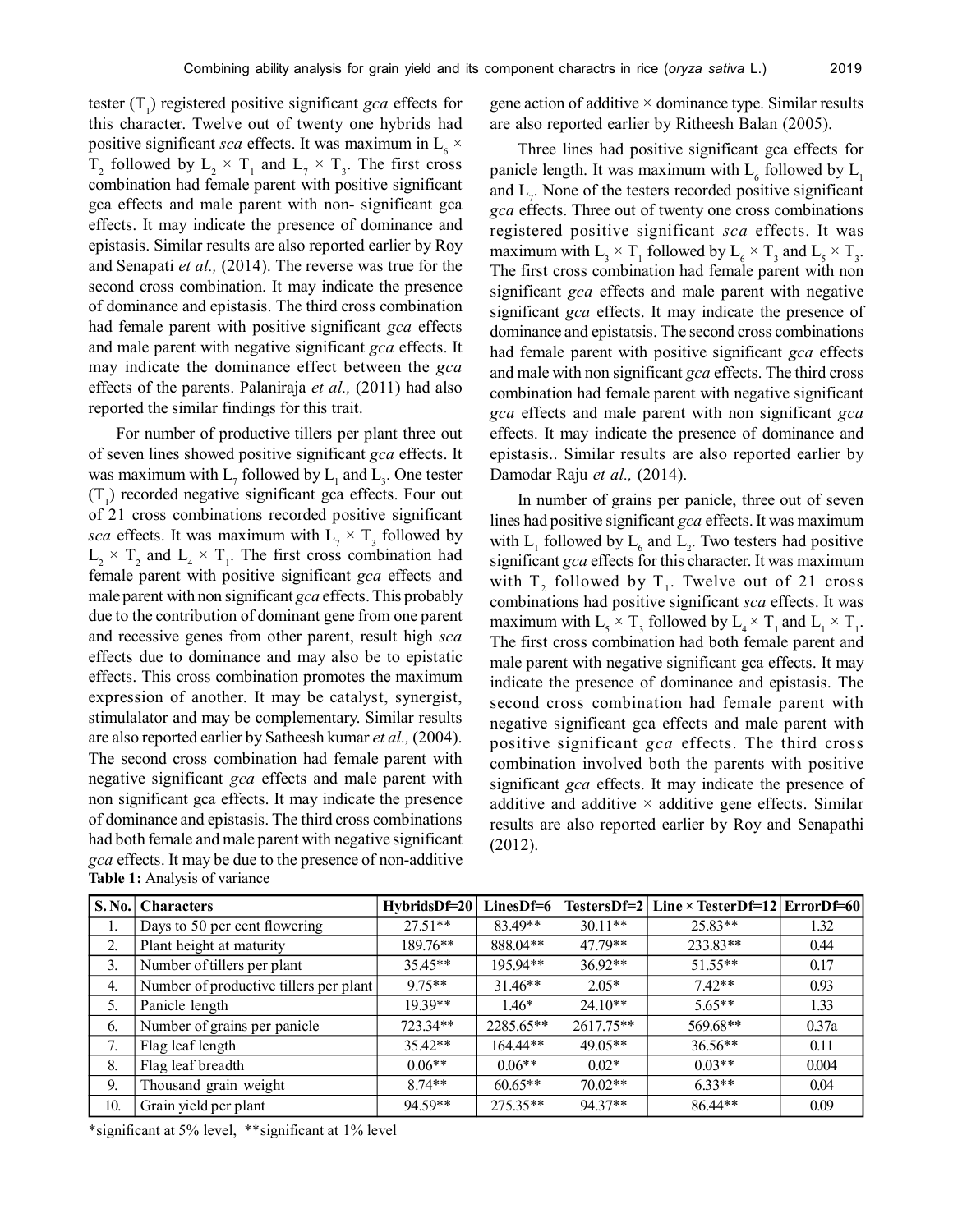tester ($T_1$) registered positive significant *gca* effects for this character. Twelve out of twenty one hybrids had positive significant *sca* effects. It was maximum in $L_6 \times T_2$ followed by $L_2 \times T_1$ and $L_7 \times T_3$. The first cross combination had female parent with positive significant gca effects and male parent with non- significant gca effects. It may indicate the presence of dominance and epistasis. Similar results are also reported earlier by Roy and Senapati *et al.,* (2014). The reverse was true for the second cross combination. It may indicate the presence of dominance and epistasis. The third cross combination had female parent with positive significant *gca* effects and male parent with negative significant *gca* effects. It may indicate the dominance effect between the *gca* effects of the parents. Palaniraja *et al.,* (2011) had also reported the similar findings for this trait.

For number of productive tillers per plant three out of seven lines showed positive significant *gca* effects. It was maximum with $L_7$ followed by $L_1$ and $L_3$. One tester ($T_1$) recorded negative significant gca effects. Four out of 21 cross combinations recorded positive significant *sca* effects. It was maximum with $L_7 \times T_3$ followed by $L_2 \times T_2$ and $L_4 \times T_1$. The first cross combination had female parent with positive significant *gca* effects and male parent with non significant *gca* effects. This probably due to the contribution of dominant gene from one parent and recessive genes from other parent, result high *sca* effects due to dominance and may also be to epistatic effects. This cross combination promotes the maximum expression of another. It may be catalyst, synergist, stimulalator and may be complementary. Similar results are also reported earlier by Satheesh kumar *et al.,* (2004). The second cross combination had female parent with negative significant *gca* effects and male parent with non significant gca effects. It may indicate the presence of dominance and epistasis. The third cross combinations had both female and male parent with negative significant *gca* effects. It may be due to the presence of non-additive gene action of additive × dominance type. Similar results are also reported earlier by Ritheesh Balan (2005).

Three lines had positive significant gca effects for panicle length. It was maximum with $L_6$ followed by $L_1$ and $L_7$. None of the testers recorded positive significant *gca* effects. Three out of twenty one cross combinations registered positive significant *sca* effects. It was maximum with $L_3 \times T_1$ followed by $L_6 \times T_3$ and $L_5 \times T_3$. The first cross combination had female parent with non significant *gca* effects and male parent with negative significant *gca* effects. It may indicate the presence of dominance and epistatsis. The second cross combinations had female parent with positive significant *gca* effects and male with non significant *gca* effects. The third cross combination had female parent with negative significant *gca* effects and male parent with non significant *gca* effects. It may indicate the presence of dominance and epistasis.. Similar results are also reported earlier by Damodar Raju *et al.,* (2014).

In number of grains per panicle, three out of seven lines had positive significant *gca* effects. It was maximum with $L_1$ followed by $L_6$ and $L_2$. Two testers had positive significant *gca* effects for this character. It was maximum with $T_2$ followed by $T_1$. Twelve out of 21 cross combinations had positive significant *sca* effects. It was maximum with $L_5 \times T_3$ followed by $L_4 \times T_1$ and $L_1 \times T_1$. The first cross combination had both female parent and male parent with negative significant gca effects. It may indicate the presence of dominance and epistasis. The second cross combination had female parent with negative significant gca effects and male parent with positive significant *gca* effects. The third cross combination involved both the parents with positive significant *gca* effects. It may indicate the presence of additive and additive × additive gene effects. Similar results are also reported earlier by Roy and Senapathi (2012).

**Table 1:** Analysis of variance

| S. No. | Characters | HybridsDf=20 | LinesDf=6 | TestersDf=2 | Line × TesterDf=12 | ErrorDf=60 |
|---|---|---|---|---|---|---|
| 1. | Days to 50 per cent flowering | 27.51** | 83.49** | 30.11** | 25.83** | 1.32 |
| 2. | Plant height at maturity | 189.76** | 888.04** | 47.79** | 233.83** | 0.44 |
| 3. | Number of tillers per plant | 35.45** | 195.94** | 36.92** | 51.55** | 0.17 |
| 4. | Number of productive tillers per plant | 9.75** | 31.46** | 2.05* | 7.42** | 0.93 |
| 5. | Panicle length | 19.39** | 1.46* | 24.10** | 5.65** | 1.33 |
| 6. | Number of grains per panicle | 723.34** | 2285.65** | 2617.75** | 569.68** | 0.37a |
| 7. | Flag leaf length | 35.42** | 164.44** | 49.05** | 36.56** | 0.11 |
| 8. | Flag leaf breadth | 0.06** | 0.06** | 0.02* | 0.03** | 0.004 |
| 9. | Thousand grain weight | 8.74** | 60.65** | 70.02** | 6.33** | 0.04 |
| 10. | Grain yield per plant | 94.59** | 275.35** | 94.37** | 86.44** | 0.09 |

*significant at 5% level, **significant at 1% level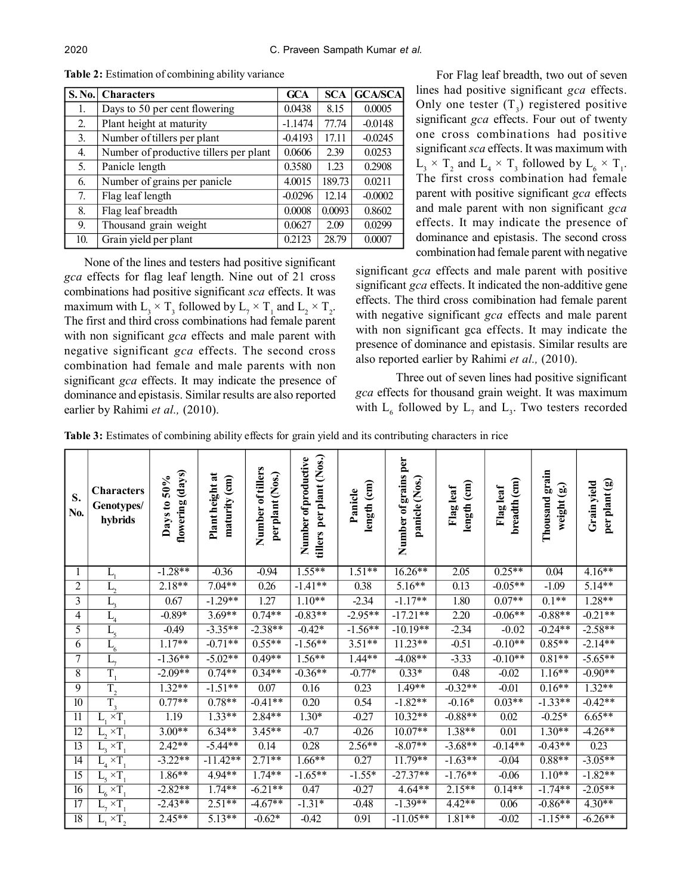**Table 2:** Estimation of combining ability variance

| S. No. | Characters | GCA | SCA | GCA/SCA |
|---|---|---|---|---|
| 1. | Days to 50 per cent flowering | 0.0438 | 8.15 | 0.0005 |
| 2. | Plant height at maturity | -1.1474 | 77.74 | -0.0148 |
| 3. | Number of tillers per plant | -0.4193 | 17.11 | -0.0245 |
| 4. | Number of productive tillers per plant | 0.0606 | 2.39 | 0.0253 |
| 5. | Panicle length | 0.3580 | 1.23 | 0.2908 |
| 6. | Number of grains per panicle | 4.0015 | 189.73 | 0.0211 |
| 7. | Flag leaf length | -0.0296 | 12.14 | -0.0002 |
| 8. | Flag leaf breadth | 0.0008 | 0.0093 | 0.8602 |
| 9. | Thousand grain weight | 0.0627 | 2.09 | 0.0299 |
| 10. | Grain yield per plant | 0.2123 | 28.79 | 0.0007 |

None of the lines and testers had positive significant *gca* effects for flag leaf length. Nine out of 21 cross combinations had positive significant *sca* effects. It was maximum with $L_3 \times T_3$ followed by $L_7 \times T_1$ and $L_2 \times T_2$. The first and third cross combinations had female parent with non significant *gca* effects and male parent with negative significant *gca* effects. The second cross combination had female and male parents with non significant *gca* effects. It may indicate the presence of dominance and epistasis. Similar results are also reported earlier by Rahimi *et al.,* (2010).

For Flag leaf breadth, two out of seven lines had positive significant *gca* effects. Only one tester ($T_3$) registered positive significant *gca* effects. Four out of twenty one cross combinations had positive significant *sca* effects. It was maximum with $L_3 \times T_2$ and $L_4 \times T_3$ followed by $L_6 \times T_1$. The first cross combination had female parent with positive significant *gca* effects and male parent with non significant *gca* effects. It may indicate the presence of dominance and epistasis. The second cross combination had female parent with negative significant *gca* effects and male parent with positive significant *gca* effects. It indicated the non-additive gene effects. The third cross comibination had female parent with negative significant *gca* effects and male parent with non significant gca effects. It may indicate the presence of dominance and epistasis. Similar results are also reported earlier by Rahimi *et al.,* (2010).

Three out of seven lines had positive significant *gca* effects for thousand grain weight. It was maximum with $L_6$ followed by $L_7$ and $L_3$. Two testers recorded

**Table 3:** Estimates of combining ability effects for grain yield and its contributing characters in rice

| S. No. | Characters Genotypes/ hybrids | Days to 50% flowering (days) | Plant height at maturity (cm) | Number of tillers per plant (Nos.) | Number of productive tillers per plant (Nos.) | Panicle length (cm) | Number of grains per panicle (Nos.) | Flag leaf length (cm) | Flag leaf breadth (cm) | Thousand grain weight (g.) | Grain yield per plant (g) |
|---|---|---|---|---|---|---|---|---|---|---|---|
| 1 | $L_1$ | -1.28** | -0.36 | -0.94 | 1.55** | 1.51** | 16.26** | 2.05 | 0.25** | 0.04 | 4.16** |
| 2 | $L_2$ | 2.18** | 7.04** | 0.26 | -1.41** | 0.38 | 5.16** | 0.13 | -0.05** | -1.09 | 5.14** |
| 3 | $L_3$ | 0.67 | -1.29** | 1.27 | 1.10** | -2.34 | -1.17** | 1.80 | 0.07** | 0.1** | 1.28** |
| 4 | $L_4$ | -0.89* | 3.69** | 0.74** | -0.83** | -2.95** | -17.21** | 2.20 | -0.06** | -0.88** | -0.21** |
| 5 | $L_5$ | -0.49 | -3.35** | -2.38** | -0.42* | -1.56** | -10.19** | -2.34 | -0.02 | -0.24** | -2.58** |
| 6 | $L_6$ | 1.17** | -0.71** | 0.55** | -1.56** | 3.51** | 11.23** | -0.51 | -0.10** | 0.85** | -2.14** |
| 7 | $L_7$ | -1.36** | -5.02** | 0.49** | 1.56** | 1.44** | -4.08** | -3.33 | -0.10** | 0.81** | -5.65** |
| 8 | $T_1$ | -2.09** | 0.74** | 0.34** | -0.36** | -0.77* | 0.33* | 0.48 | -0.02 | 1.16** | -0.90** |
| 9 | $T_2$ | 1.32** | -1.51** | 0.07 | 0.16 | 0.23 | 1.49** | -0.32** | -0.01 | 0.16** | 1.32** |
| 10 | $T_3$ | 0.77** | 0.78** | -0.41** | 0.20 | 0.54 | -1.82** | -0.16* | 0.03** | -1.33** | -0.42** |
| 11 | $L_1 \times T_1$ | 1.19 | 1.33** | 2.84** | 1.30* | -0.27 | 10.32** | -0.88** | 0.02 | -0.25* | 6.65** |
| 12 | $L_2 \times T_1$ | 3.00** | 6.34** | 3.45** | -0.7 | -0.26 | 10.07** | 1.38** | 0.01 | 1.30** | -4.26** |
| 13 | $L_3 \times T_1$ | 2.42** | -5.44** | 0.14 | 0.28 | 2.56** | -8.07** | -3.68** | -0.14** | -0.43** | 0.23 |
| 14 | $L_4 \times T_1$ | -3.22** | -11.42** | 2.71** | 1.66** | 0.27 | 11.79** | -1.63** | -0.04 | 0.88** | -3.05** |
| 15 | $L_5 \times T_1$ | 1.86** | 4.94** | 1.74** | -1.65** | -1.55* | -27.37** | -1.76** | -0.06 | 1.10** | -1.82** |
| 16 | $L_6 \times T_1$ | -2.82** | 1.74** | -6.21** | 0.47 | -0.27 | 4.64** | 2.15** | 0.14** | -1.74** | -2.05** |
| 17 | $L_7 \times T_1$ | -2.43** | 2.51** | -4.67** | -1.31* | -0.48 | -1.39** | 4.42** | 0.06 | -0.86** | 4.30** |
| 18 | $L_1 \times T_2$ | 2.45** | 5.13** | -0.62* | -0.42 | 0.91 | -11.05** | 1.81** | -0.02 | -1.15** | -6.26** |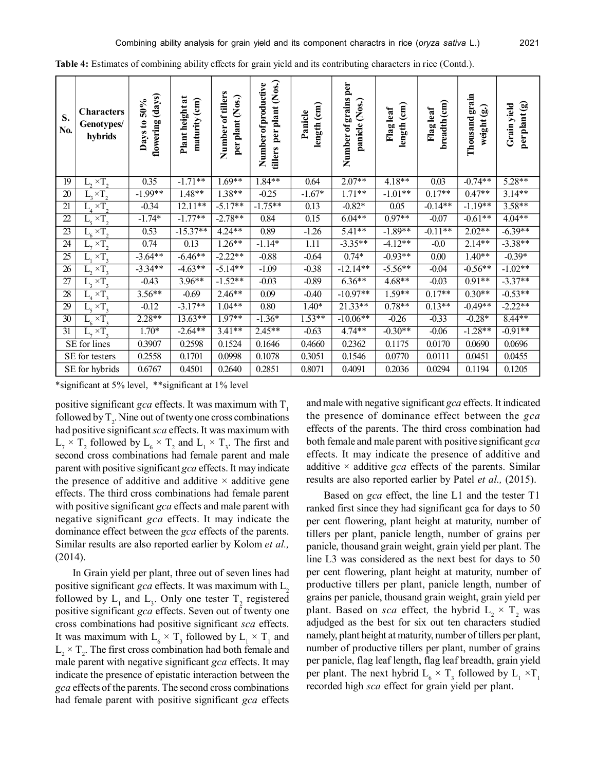**Table 4:** Estimates of combining ability effects for grain yield and its contributing characters in rice (Contd.).

| S. No. | Characters Genotypes/ hybrids | Days to 50% flowering (days) | Plant height at maturity (cm) | Number of tillers per plant (Nos.) | Number of productive tillers per plant (Nos.) | Panicle length (cm) | Number of grains per panicle (Nos.) | Flag leaf length (cm) | Flag leaf breadth (cm) | Thousand grain weight (g.) | Grain yield per plant (g) |
|---|---|---|---|---|---|---|---|---|---|---|---|
| 19 | $L_2 \times T_2$ | 0.35 | -1.71** | 1.69** | 1.84** | 0.64 | 2.07** | 4.18** | 0.03 | -0.74** | 5.28** |
| 20 | $L_3 \times T_2$ | -1.99** | 1.48** | 1.38** | -0.25 | -1.67* | 1.71** | -1.01** | 0.17** | 0.47** | 3.14** |
| 21 | $L_4 \times T_2$ | -0.34 | 12.11** | -5.17** | -1.75** | 0.13 | -0.82* | 0.05 | -0.14** | -1.19** | 3.58** |
| 22 | $L_5 \times T_2$ | -1.74* | -1.77** | -2.78** | 0.84 | 0.15 | 6.04** | 0.97** | -0.07 | -0.61** | 4.04** |
| 23 | $L_6 \times T_2$ | 0.53 | -15.37** | 4.24** | 0.89 | -1.26 | 5.41** | -1.89** | -0.11** | 2.02** | -6.39** |
| 24 | $L_7 \times T_2$ | 0.74 | 0.13 | 1.26** | -1.14* | 1.11 | -3.35** | -4.12** | -0.0 | 2.14** | -3.38** |
| 25 | $L_1 \times T_3$ | -3.64** | -6.46** | -2.22** | -0.88 | -0.64 | 0.74* | -0.93** | 0.00 | 1.40** | -0.39* |
| 26 | $L_2 \times T_3$ | -3.34** | -4.63** | -5.14** | -1.09 | -0.38 | -12.14** | -5.56** | -0.04 | -0.56** | -1.02** |
| 27 | $L_3 \times T_3$ | -0.43 | 3.96** | -1.52** | -0.03 | -0.89 | 6.36** | 4.68** | -0.03 | 0.91** | -3.37** |
| 28 | $L_4 \times T_3$ | 3.56** | -0.69 | 2.46** | 0.09 | -0.40 | -10.97** | 1.59** | 0.17** | 0.30** | -0.53** |
| 29 | $L_5 \times T_3$ | -0.12 | -3.17** | 1.04** | 0.80 | 1.40* | 21.33** | 0.78** | 0.13** | -0.49** | -2.22** |
| 30 | $L_6 \times T_3$ | 2.28** | 13.63** | 1.97** | -1.36* | 1.53** | -10.06** | -0.26 | -0.33 | -0.28* | 8.44** |
| 31 | $L_7 \times T_3$ | 1.70* | -2.64** | 3.41** | 2.45** | -0.63 | 4.74** | -0.30** | -0.06 | -1.28** | -0.91** |
| SE for lines | | 0.3907 | 0.2598 | 0.1524 | 0.1646 | 0.4660 | 0.2362 | 0.1175 | 0.0170 | 0.0690 | 0.0696 |
| SE for testers | | 0.2558 | 0.1701 | 0.0998 | 0.1078 | 0.3051 | 0.1546 | 0.0770 | 0.0111 | 0.0451 | 0.0455 |
| SE for hybrids | | 0.6767 | 0.4501 | 0.2640 | 0.2851 | 0.8071 | 0.4091 | 0.2036 | 0.0294 | 0.1194 | 0.1205 |

*significant at 5% level, **significant at 1% level

positive significant *gca* effects. It was maximum with $T_1$ followed by $T_2$. Nine out of twenty one cross combinations had positive significant *sca* effects. It was maximum with $L_7 \times T_2$ followed by $L_6 \times T_2$ and $L_1 \times T_3$. The first and second cross combinations had female parent and male parent with positive significant *gca* effects. It may indicate the presence of additive and additive × additive gene effects. The third cross combinations had female parent with positive significant *gca* effects and male parent with negative significant *gca* effects. It may indicate the dominance effect between the *gca* effects of the parents. Similar results are also reported earlier by Kolom *et al.,* (2014).

In Grain yield per plant, three out of seven lines had positive significant *gca* effects. It was maximum with $L_2$ followed by $L_1$ and $L_3$. Only one tester $T_2$ registered positive significant *gca* effects. Seven out of twenty one cross combinations had positive significant *sca* effects. It was maximum with $L_6 \times T_3$ followed by $L_1 \times T_1$ and $L_2 \times T_2$. The first cross combination had both female and male parent with negative significant *gca* effects. It may indicate the presence of epistatic interaction between the *gca* effects of the parents. The second cross combinations had female parent with positive significant *gca* effects and male with negative significant *gca* effects. It indicated the presence of dominance effect between the *gca* effects of the parents. The third cross combination had both female and male parent with positive significant *gca* effects. It may indicate the presence of additive and additive × additive *gca* effects of the parents. Similar results are also reported earlier by Patel *et al.,* (2015).

Based on *gca* effect, the line L1 and the tester T1 ranked first since they had significant gca for days to 50 per cent flowering, plant height at maturity, number of tillers per plant, panicle length, number of grains per panicle, thousand grain weight, grain yield per plant. The line L3 was considered as the next best for days to 50 per cent flowering, plant height at maturity, number of productive tillers per plant, panicle length, number of grains per panicle, thousand grain weight, grain yield per plant. Based on *sca* effect*,* the hybrid $L_2 \times T_2$ was adjudged as the best for six out ten characters studied namely, plant height at maturity, number of tillers per plant, number of productive tillers per plant, number of grains per panicle, flag leaf length, flag leaf breadth, grain yield per plant. The next hybrid $L_6 \times T_3$ followed by $L_1 \times T_1$ recorded high *sca* effect for grain yield per plant.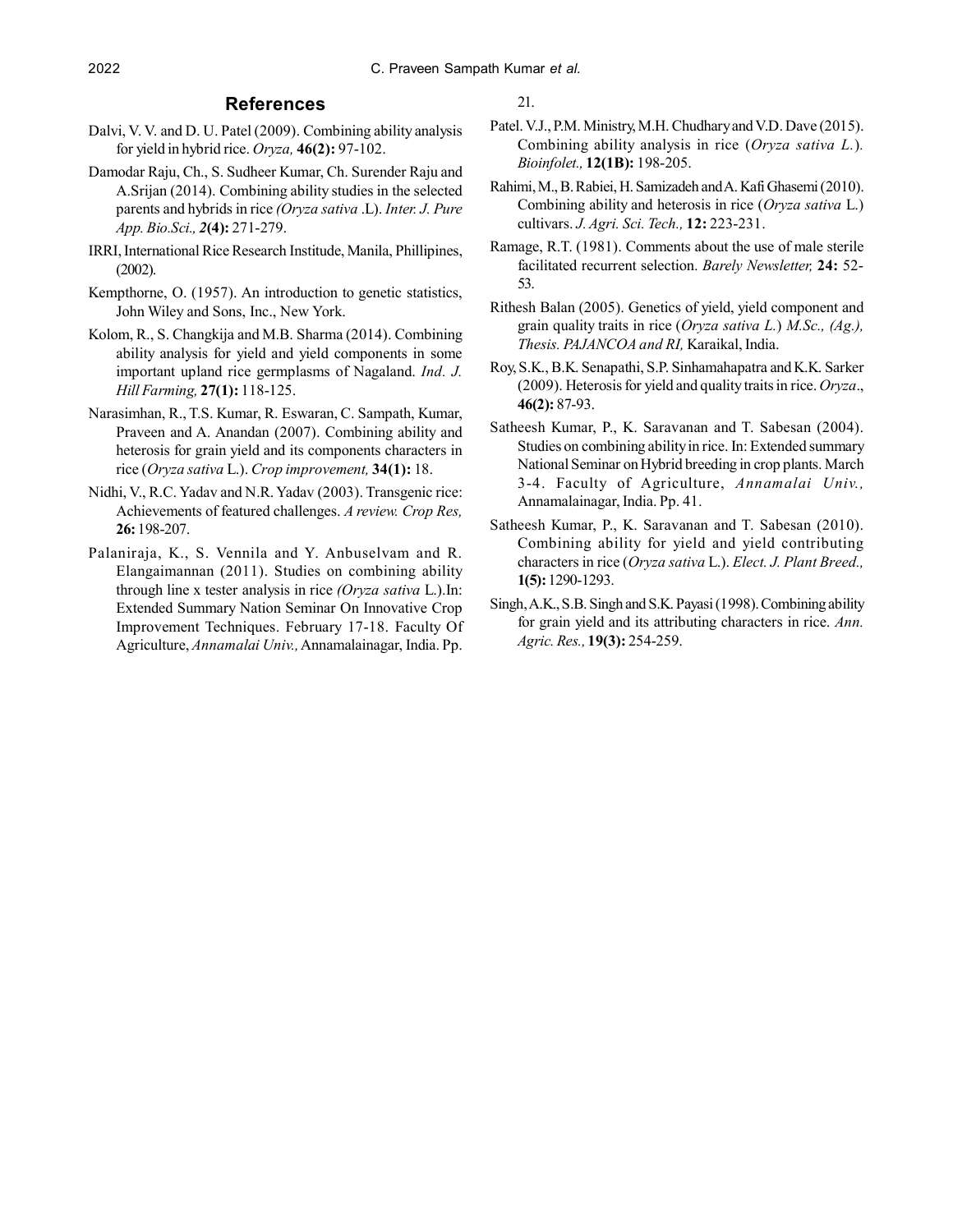## References

Dalvi, V. V. and D. U. Patel (2009). Combining ability analysis for yield in hybrid rice. *Oryza,* **46(2):** 97-102.

Damodar Raju, Ch., S. Sudheer Kumar, Ch. Surender Raju and A.Srijan (2014). Combining ability studies in the selected parents and hybrids in rice *(Oryza sativa* .L). *Inter. J. Pure App. Bio.Sci., 2***(4):** 271-279.

IRRI, International Rice Research Institute, Manila, Phillipines, (2002).

Kempthorne, O. (1957). An introduction to genetic statistics, John Wiley and Sons, Inc., New York.

Kolom, R., S. Changkija and M.B. Sharma (2014). Combining ability analysis for yield and yield components in some important upland rice germplasms of Nagaland. *Ind. J. Hill Farming,* **27(1):** 118-125.

Narasimhan, R., T.S. Kumar, R. Eswaran, C. Sampath, Kumar, Praveen and A. Anandan (2007). Combining ability and heterosis for grain yield and its components characters in rice (*Oryza sativa* L.). *Crop improvement,* **34(1):** 18.

Nidhi, V., R.C. Yadav and N.R. Yadav (2003). Transgenic rice: Achievements of featured challenges. *A review. Crop Res,* **26:** 198-207.

Palaniraja, K., S. Vennila and Y. Anbuselvam and R. Elangaimannan (2011). Studies on combining ability through line x tester analysis in rice *(Oryza sativa* L.).In: Extended Summary Nation Seminar On Innovative Crop Improvement Techniques. February 17-18. Faculty Of Agriculture, *Annamalai Univ.,* Annamalainagar, India. Pp. 21.

Patel. V.J., P.M. Ministry, M.H. Chudhary and V.D. Dave (2015). Combining ability analysis in rice (*Oryza sativa L.*). *Bioinfolet.,* **12(1B):** 198-205.

Rahimi, M., B. Rabiei, H. Samizadeh and A. Kafi Ghasemi (2010). Combining ability and heterosis in rice (*Oryza sativa* L.) cultivars. *J. Agri. Sci. Tech.,* **12:** 223-231.

Ramage, R.T. (1981). Comments about the use of male sterile facilitated recurrent selection. *Barely Newsletter,* **24:** 52-53.

Rithesh Balan (2005). Genetics of yield, yield component and grain quality traits in rice (*Oryza sativa L.*) *M.Sc., (Ag.), Thesis. PAJANCOA and RI,* Karaikal, India.

Roy, S.K., B.K. Senapathi, S.P. Sinhamahapatra and K.K. Sarker (2009). Heterosis for yield and quality traits in rice. *Oryza*., **46(2):** 87-93.

Satheesh Kumar, P., K. Saravanan and T. Sabesan (2004). Studies on combining ability in rice. In: Extended summary National Seminar on Hybrid breeding in crop plants. March 3-4. Faculty of Agriculture, *Annamalai Univ.,* Annamalainagar, India. Pp. 41.

Satheesh Kumar, P., K. Saravanan and T. Sabesan (2010). Combining ability for yield and yield contributing characters in rice (*Oryza sativa* L.). *Elect. J. Plant Breed.,* **1(5):** 1290-1293.

Singh, A.K., S.B. Singh and S.K. Payasi (1998). Combining ability for grain yield and its attributing characters in rice. *Ann. Agric. Res.,* **19(3):** 254-259.